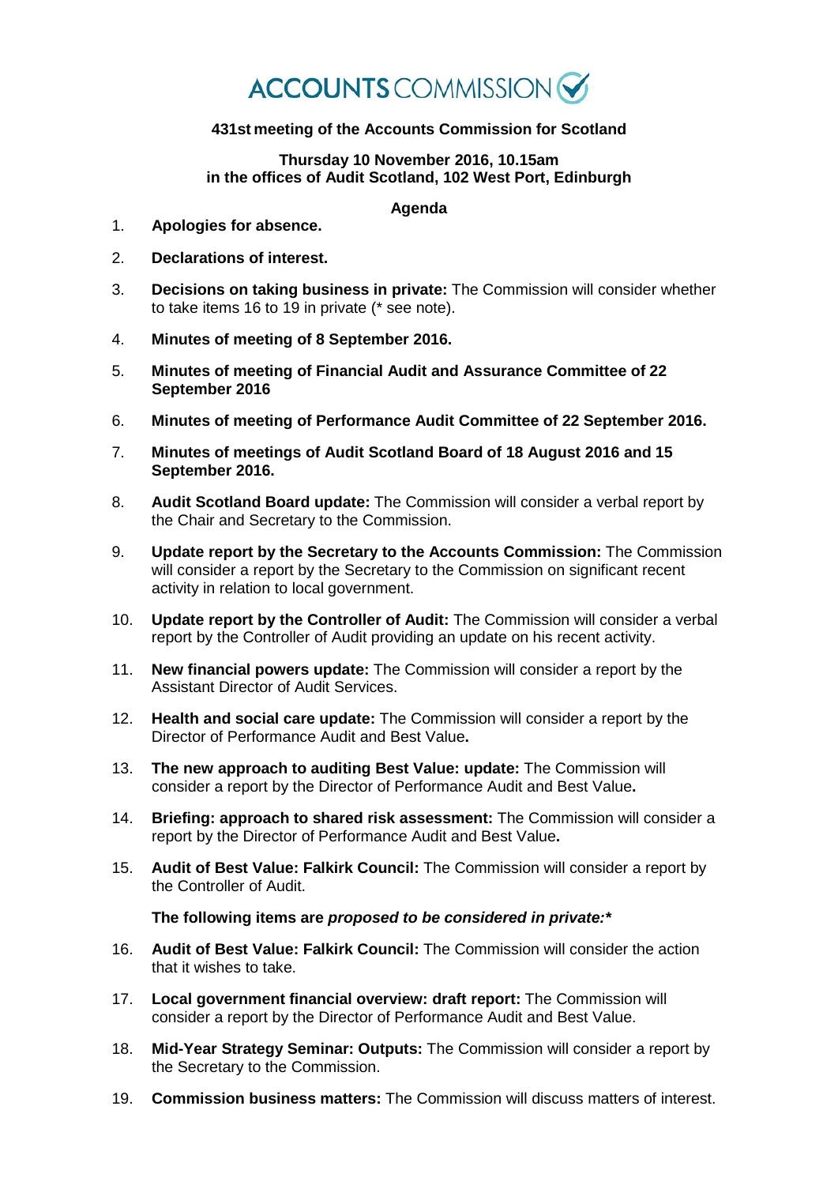ACCOUNTS COMMISSION

**431st meeting of the Accounts Commission for Scotland**

**Thursday 10 November 2016, 10.15am**
**in the offices of Audit Scotland, 102 West Port, Edinburgh**

**Agenda**

1. **Apologies for absence.**
2. **Declarations of interest.**
3. **Decisions on taking business in private:** The Commission will consider whether to take items 16 to 19 in private (* see note).
4. **Minutes of meeting of 8 September 2016.**
5. **Minutes of meeting of Financial Audit and Assurance Committee of 22 September 2016**
6. **Minutes of meeting of Performance Audit Committee of 22 September 2016.**
7. **Minutes of meetings of Audit Scotland Board of 18 August 2016 and 15 September 2016.**
8. **Audit Scotland Board update:** The Commission will consider a verbal report by the Chair and Secretary to the Commission.
9. **Update report by the Secretary to the Accounts Commission:** The Commission will consider a report by the Secretary to the Commission on significant recent activity in relation to local government.
10. **Update report by the Controller of Audit:** The Commission will consider a verbal report by the Controller of Audit providing an update on his recent activity.
11. **New financial powers update:** The Commission will consider a report by the Assistant Director of Audit Services.
12. **Health and social care update:** The Commission will consider a report by the Director of Performance Audit and Best Value**.**
13. **The new approach to auditing Best Value: update:** The Commission will consider a report by the Director of Performance Audit and Best Value**.**
14. **Briefing: approach to shared risk assessment:** The Commission will consider a report by the Director of Performance Audit and Best Value**.**
15. **Audit of Best Value: Falkirk Council:** The Commission will consider a report by the Controller of Audit.

**The following items are *proposed to be considered in private:****

16. **Audit of Best Value: Falkirk Council:** The Commission will consider the action that it wishes to take.
17. **Local government financial overview: draft report:** The Commission will consider a report by the Director of Performance Audit and Best Value.
18. **Mid-Year Strategy Seminar: Outputs:** The Commission will consider a report by the Secretary to the Commission.
19. **Commission business matters:** The Commission will discuss matters of interest.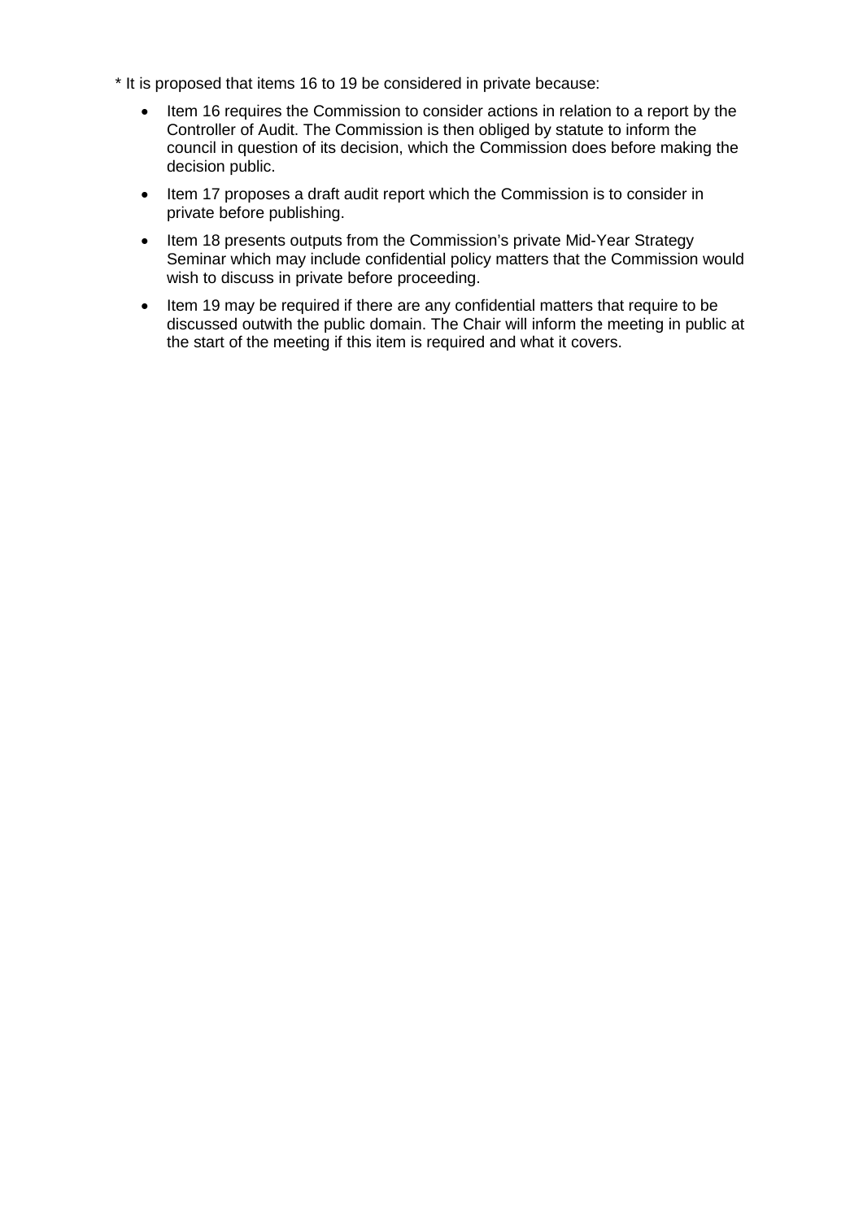* It is proposed that items 16 to 19 be considered in private because:

- Item 16 requires the Commission to consider actions in relation to a report by the Controller of Audit. The Commission is then obliged by statute to inform the council in question of its decision, which the Commission does before making the decision public.
- Item 17 proposes a draft audit report which the Commission is to consider in private before publishing.
- Item 18 presents outputs from the Commission's private Mid-Year Strategy Seminar which may include confidential policy matters that the Commission would wish to discuss in private before proceeding.
- Item 19 may be required if there are any confidential matters that require to be discussed outwith the public domain. The Chair will inform the meeting in public at the start of the meeting if this item is required and what it covers.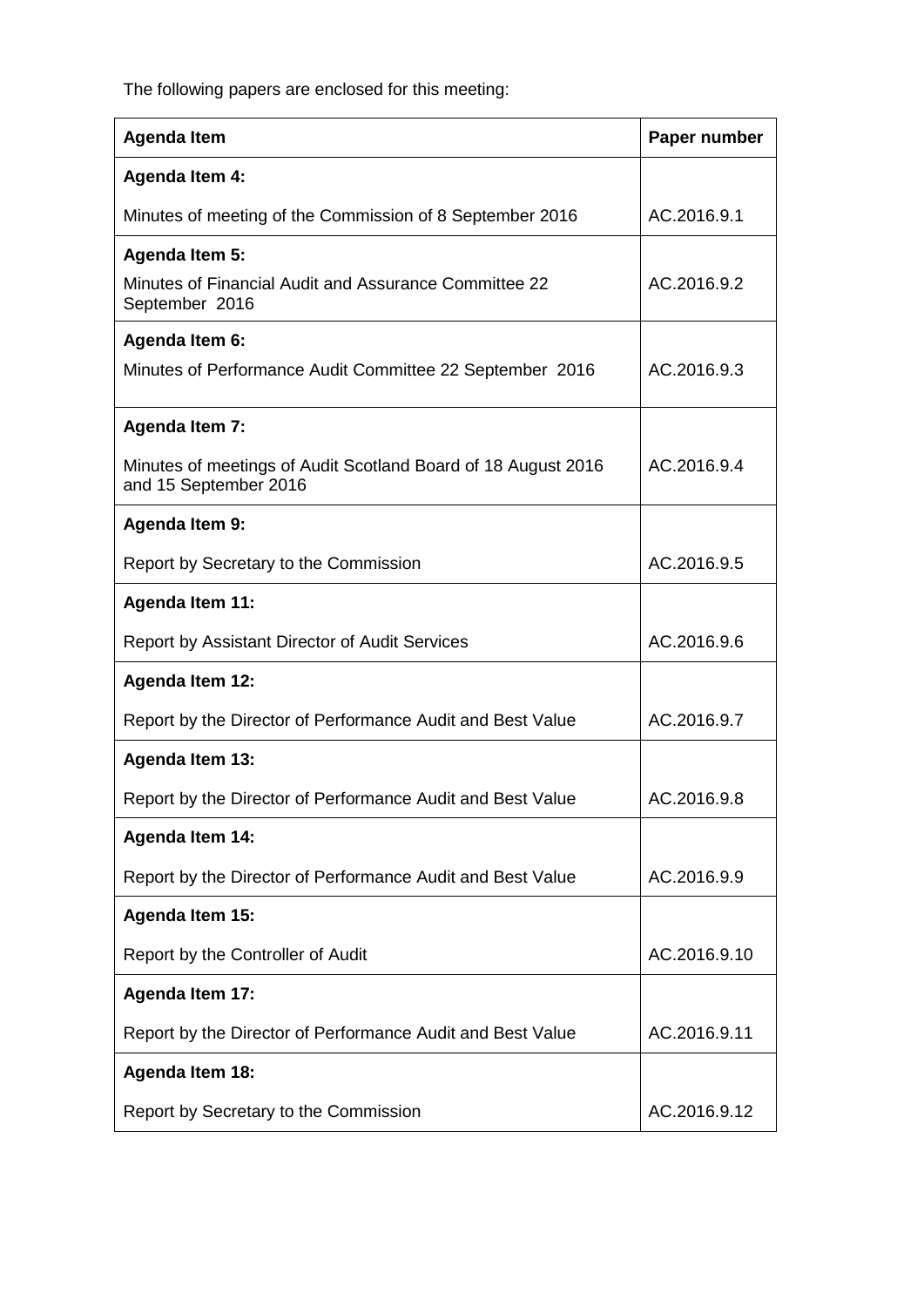The following papers are enclosed for this meeting:

| Agenda Item | Paper number |
|---|---|
| **Agenda Item 4:**<br>Minutes of meeting of the Commission of 8 September 2016 | AC.2016.9.1 |
| **Agenda Item 5:**<br>Minutes of Financial Audit and Assurance Committee 22 September 2016 | AC.2016.9.2 |
| **Agenda Item 6:**<br>Minutes of Performance Audit Committee 22 September 2016 | AC.2016.9.3 |
| **Agenda Item 7:**<br>Minutes of meetings of Audit Scotland Board of 18 August 2016 and 15 September 2016 | AC.2016.9.4 |
| **Agenda Item 9:**<br>Report by Secretary to the Commission | AC.2016.9.5 |
| **Agenda Item 11:**<br>Report by Assistant Director of Audit Services | AC.2016.9.6 |
| **Agenda Item 12:**<br>Report by the Director of Performance Audit and Best Value | AC.2016.9.7 |
| **Agenda Item 13:**<br>Report by the Director of Performance Audit and Best Value | AC.2016.9.8 |
| **Agenda Item 14:**<br>Report by the Director of Performance Audit and Best Value | AC.2016.9.9 |
| **Agenda Item 15:**<br>Report by the Controller of Audit | AC.2016.9.10 |
| **Agenda Item 17:**<br>Report by the Director of Performance Audit and Best Value | AC.2016.9.11 |
| **Agenda Item 18:**<br>Report by Secretary to the Commission | AC.2016.9.12 |